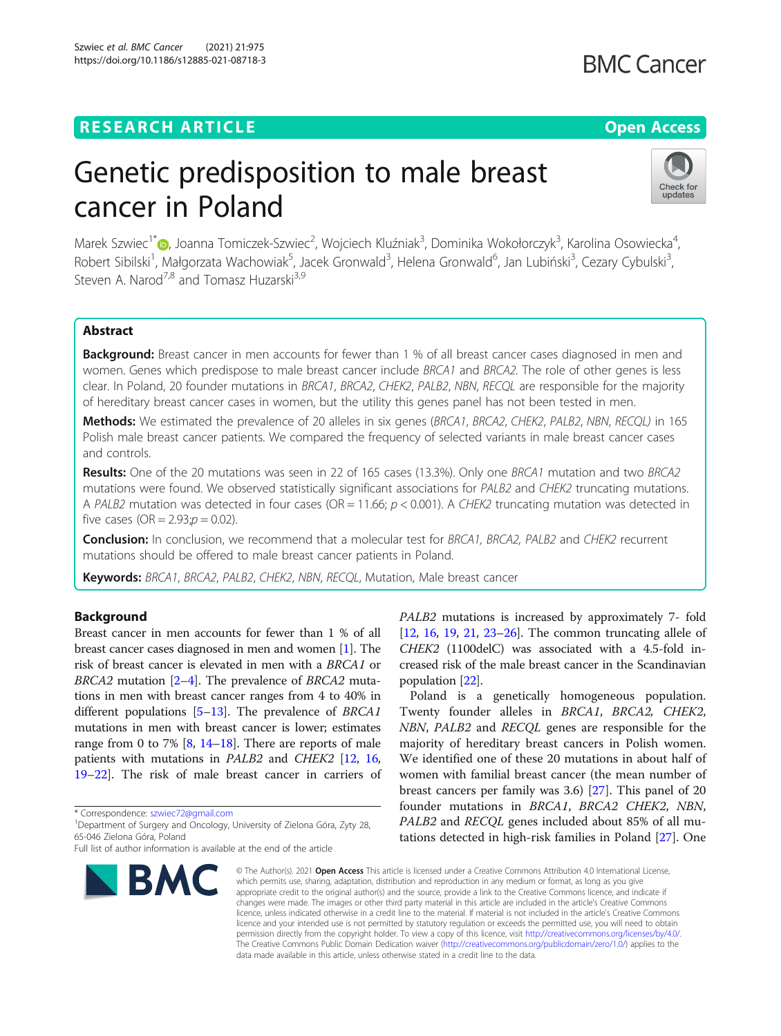# Genetic predisposition to male breast cancer in Poland

Marek Szwiec[1*], Joanna Tomiczek-Szwiec[2], Wojciech Kluźniak[3], Dominika Wokołorczyk[3], Karolina Osowiecka[4], Robert Sibilski[1], Małgorzata Wachowiak[5], Jacek Gronwald[3], Helena Gronwald[6], Jan Lubiński[3], Cezary Cybulski[3], Steven A. Narod[7,8] and Tomasz Huzarski[3,9]

## Abstract

**Background:** Breast cancer in men accounts for fewer than 1 % of all breast cancer cases diagnosed in men and women. Genes which predispose to male breast cancer include *BRCA1* and *BRCA2*. The role of other genes is less clear. In Poland, 20 founder mutations in *BRCA1*, *BRCA2*, *CHEK2*, *PALB2*, *NBN*, *RECQL* are responsible for the majority of hereditary breast cancer cases in women, but the utility this genes panel has not been tested in men.

**Methods:** We estimated the prevalence of 20 alleles in six genes (*BRCA1*, *BRCA2*, *CHEK2*, *PALB2*, *NBN*, *RECQL)* in 165 Polish male breast cancer patients. We compared the frequency of selected variants in male breast cancer cases and controls.

**Results:** One of the 20 mutations was seen in 22 of 165 cases (13.3%). Only one *BRCA1* mutation and two *BRCA2* mutations were found. We observed statistically significant associations for *PALB2* and *CHEK2* truncating mutations. A *PALB2* mutation was detected in four cases (OR = 11.66; $p < 0.001$). A *CHEK2* truncating mutation was detected in five cases (OR = 2.93;$p = 0.02$).

**Conclusion:** In conclusion, we recommend that a molecular test for *BRCA1, BRCA2, PALB2* and *CHEK2* recurrent mutations should be offered to male breast cancer patients in Poland.

**Keywords:** *BRCA1*, *BRCA2*, *PALB2*, *CHEK2*, *NBN*, *RECQL*, Mutation, Male breast cancer

## Background

Breast cancer in men accounts for fewer than 1 % of all breast cancer cases diagnosed in men and women [1]. The risk of breast cancer is elevated in men with a *BRCA1* or *BRCA2* mutation [2–4]. The prevalence of *BRCA2* mutations in men with breast cancer ranges from 4 to 40% in different populations [5–13]. The prevalence of *BRCA1* mutations in men with breast cancer is lower; estimates range from 0 to 7% [8, 14–18]. There are reports of male patients with mutations in *PALB2* and *CHEK2* [12, 16, 19–22]. The risk of male breast cancer in carriers of *PALB2* mutations is increased by approximately 7- fold [12, 16, 19, 21, 23–26]. The common truncating allele of *CHEK2* (1100delC) was associated with a 4.5-fold increased risk of the male breast cancer in the Scandinavian population [22].

Poland is a genetically homogeneous population. Twenty founder alleles in *BRCA1*, *BRCA2*, *CHEK2*, *NBN*, *PALB2* and *RECQL* genes are responsible for the majority of hereditary breast cancers in Polish women. We identified one of these 20 mutations in about half of women with familial breast cancer (the mean number of breast cancers per family was 3.6) [27]. This panel of 20 founder mutations in *BRCA1*, *BRCA2 CHEK2*, *NBN*, *PALB2* and *RECQL* genes included about 85% of all mutations detected in high-risk families in Poland [27]. One

\* Correspondence: szwiec72@gmail.com
[1]Department of Surgery and Oncology, University of Zielona Góra, Zyty 28, 65-046 Zielona Góra, Poland
Full list of author information is available at the end of the article

© The Author(s). 2021 **Open Access** This article is licensed under a Creative Commons Attribution 4.0 International License, which permits use, sharing, adaptation, distribution and reproduction in any medium or format, as long as you give appropriate credit to the original author(s) and the source, provide a link to the Creative Commons licence, and indicate if changes were made. The images or other third party material in this article are included in the article's Creative Commons licence, unless indicated otherwise in a credit line to the material. If material is not included in the article's Creative Commons licence and your intended use is not permitted by statutory regulation or exceeds the permitted use, you will need to obtain permission directly from the copyright holder. To view a copy of this licence, visit http://creativecommons.org/licenses/by/4.0/. The Creative Commons Public Domain Dedication waiver (http://creativecommons.org/publicdomain/zero/1.0/) applies to the data made available in this article, unless otherwise stated in a credit line to the data.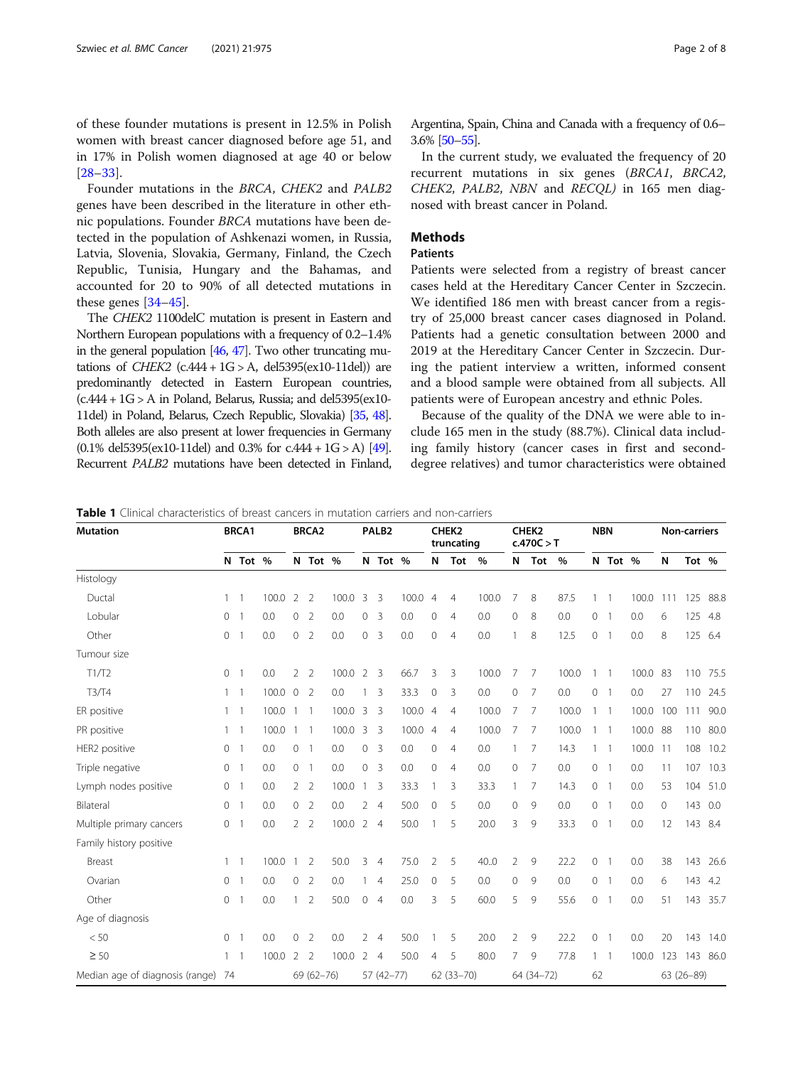of these founder mutations is present in 12.5% in Polish women with breast cancer diagnosed before age 51, and in 17% in Polish women diagnosed at age 40 or below [28–33].

Founder mutations in the *BRCA*, *CHEK2* and *PALB2* genes have been described in the literature in other ethnic populations. Founder *BRCA* mutations have been detected in the population of Ashkenazi women, in Russia, Latvia, Slovenia, Slovakia, Germany, Finland, the Czech Republic, Tunisia, Hungary and the Bahamas, and accounted for 20 to 90% of all detected mutations in these genes [34–45].

The *CHEK2* 1100delC mutation is present in Eastern and Northern European populations with a frequency of 0.2–1.4% in the general population [46, 47]. Two other truncating mutations of *CHEK2* (c.444 + 1G > A, del5395(ex10-11del)) are predominantly detected in Eastern European countries, (c.444 + 1G > A in Poland, Belarus, Russia; and del5395(ex10-11del) in Poland, Belarus, Czech Republic, Slovakia) [35, 48]. Both alleles are also present at lower frequencies in Germany (0.1% del5395(ex10-11del) and 0.3% for c.444 + 1G > A) [49]. Recurrent *PALB2* mutations have been detected in Finland, Argentina, Spain, China and Canada with a frequency of 0.6–3.6% [50–55].

In the current study, we evaluated the frequency of 20 recurrent mutations in six genes (*BRCA1*, *BRCA2*, *CHEK2*, *PALB2*, *NBN* and *RECQL)* in 165 men diagnosed with breast cancer in Poland.

## Methods

### Patients

Patients were selected from a registry of breast cancer cases held at the Hereditary Cancer Center in Szczecin. We identified 186 men with breast cancer from a registry of 25,000 breast cancer cases diagnosed in Poland. Patients had a genetic consultation between 2000 and 2019 at the Hereditary Cancer Center in Szczecin. During the patient interview a written, informed consent and a blood sample were obtained from all subjects. All patients were of European ancestry and ethnic Poles.

Because of the quality of the DNA we were able to include 165 men in the study (88.7%). Clinical data including family history (cancer cases in first and second-degree relatives) and tumor characteristics were obtained

**Table 1** Clinical characteristics of breast cancers in mutation carriers and non-carriers

| Mutation | BRCA1 | | | BRCA2 | | | PALB2 | | | CHEK2 truncating | | | CHEK2 c.470C > T | | | NBN | | | Non-carriers | | |
|---|---|---|---|---|---|---|---|---|---|---|---|---|---|---|---|---|---|---|---|---|---|
| | N | Tot | % | N | Tot | % | N | Tot | % | N | Tot | % | N | Tot | % | N | Tot | % | N | Tot | % |
| Histology | | | | | | | | | | | | | | | | | | | | | |
| Ductal | 1 | 1 | 100.0 | 2 | 2 | 100.0 | 3 | 3 | 100.0 | 4 | 4 | 100.0 | 7 | 8 | 87.5 | 1 | 1 | 100.0 | 111 | 125 | 88.8 |
| Lobular | 0 | 1 | 0.0 | 0 | 2 | 0.0 | 0 | 3 | 0.0 | 0 | 4 | 0.0 | 0 | 8 | 0.0 | 0 | 1 | 0.0 | 6 | 125 | 4.8 |
| Other | 0 | 1 | 0.0 | 0 | 2 | 0.0 | 0 | 3 | 0.0 | 0 | 4 | 0.0 | 1 | 8 | 12.5 | 0 | 1 | 0.0 | 8 | 125 | 6.4 |
| Tumour size | | | | | | | | | | | | | | | | | | | | | |
| T1/T2 | 0 | 1 | 0.0 | 2 | 2 | 100.0 | 2 | 3 | 66.7 | 3 | 3 | 100.0 | 7 | 7 | 100.0 | 1 | 1 | 100.0 | 83 | 110 | 75.5 |
| T3/T4 | 1 | 1 | 100.0 | 0 | 2 | 0.0 | 1 | 3 | 33.3 | 0 | 3 | 0.0 | 0 | 7 | 0.0 | 0 | 1 | 0.0 | 27 | 110 | 24.5 |
| ER positive | 1 | 1 | 100.0 | 1 | 1 | 100.0 | 3 | 3 | 100.0 | 4 | 4 | 100.0 | 7 | 7 | 100.0 | 1 | 1 | 100.0 | 100 | 111 | 90.0 |
| PR positive | 1 | 1 | 100.0 | 1 | 1 | 100.0 | 3 | 3 | 100.0 | 4 | 4 | 100.0 | 7 | 7 | 100.0 | 1 | 1 | 100.0 | 88 | 110 | 80.0 |
| HER2 positive | 0 | 1 | 0.0 | 0 | 1 | 0.0 | 0 | 3 | 0.0 | 0 | 4 | 0.0 | 1 | 7 | 14.3 | 1 | 1 | 100.0 | 11 | 108 | 10.2 |
| Triple negative | 0 | 1 | 0.0 | 0 | 1 | 0.0 | 0 | 3 | 0.0 | 0 | 4 | 0.0 | 0 | 7 | 0.0 | 0 | 1 | 0.0 | 11 | 107 | 10.3 |
| Lymph nodes positive | 0 | 1 | 0.0 | 2 | 2 | 100.0 | 1 | 3 | 33.3 | 1 | 3 | 33.3 | 1 | 7 | 14.3 | 0 | 1 | 0.0 | 53 | 104 | 51.0 |
| Bilateral | 0 | 1 | 0.0 | 0 | 2 | 0.0 | 2 | 4 | 50.0 | 0 | 5 | 0.0 | 0 | 9 | 0.0 | 0 | 1 | 0.0 | 0 | 143 | 0.0 |
| Multiple primary cancers | 0 | 1 | 0.0 | 2 | 2 | 100.0 | 2 | 4 | 50.0 | 1 | 5 | 20.0 | 3 | 9 | 33.3 | 0 | 1 | 0.0 | 12 | 143 | 8.4 |
| Family history positive | | | | | | | | | | | | | | | | | | | | | |
| Breast | 1 | 1 | 100.0 | 1 | 2 | 50.0 | 3 | 4 | 75.0 | 2 | 5 | 40..0 | 2 | 9 | 22.2 | 0 | 1 | 0.0 | 38 | 143 | 26.6 |
| Ovarian | 0 | 1 | 0.0 | 0 | 2 | 0.0 | 1 | 4 | 25.0 | 0 | 5 | 0.0 | 0 | 9 | 0.0 | 0 | 1 | 0.0 | 6 | 143 | 4.2 |
| Other | 0 | 1 | 0.0 | 1 | 2 | 50.0 | 0 | 4 | 0.0 | 3 | 5 | 60.0 | 5 | 9 | 55.6 | 0 | 1 | 0.0 | 51 | 143 | 35.7 |
| Age of diagnosis | | | | | | | | | | | | | | | | | | | | | |
| < 50 | 0 | 1 | 0.0 | 0 | 2 | 0.0 | 2 | 4 | 50.0 | 1 | 5 | 20.0 | 2 | 9 | 22.2 | 0 | 1 | 0.0 | 20 | 143 | 14.0 |
| ≥ 50 | 1 | 1 | 100.0 | 2 | 2 | 100.0 | 2 | 4 | 50.0 | 4 | 5 | 80.0 | 7 | 9 | 77.8 | 1 | 1 | 100.0 | 123 | 143 | 86.0 |
| Median age of diagnosis (range) | 74 | | | 69 (62–76) | | | 57 (42–77) | | | 62 (33–70) | | | 64 (34–72) | | | 62 | | | 63 (26–89) | | |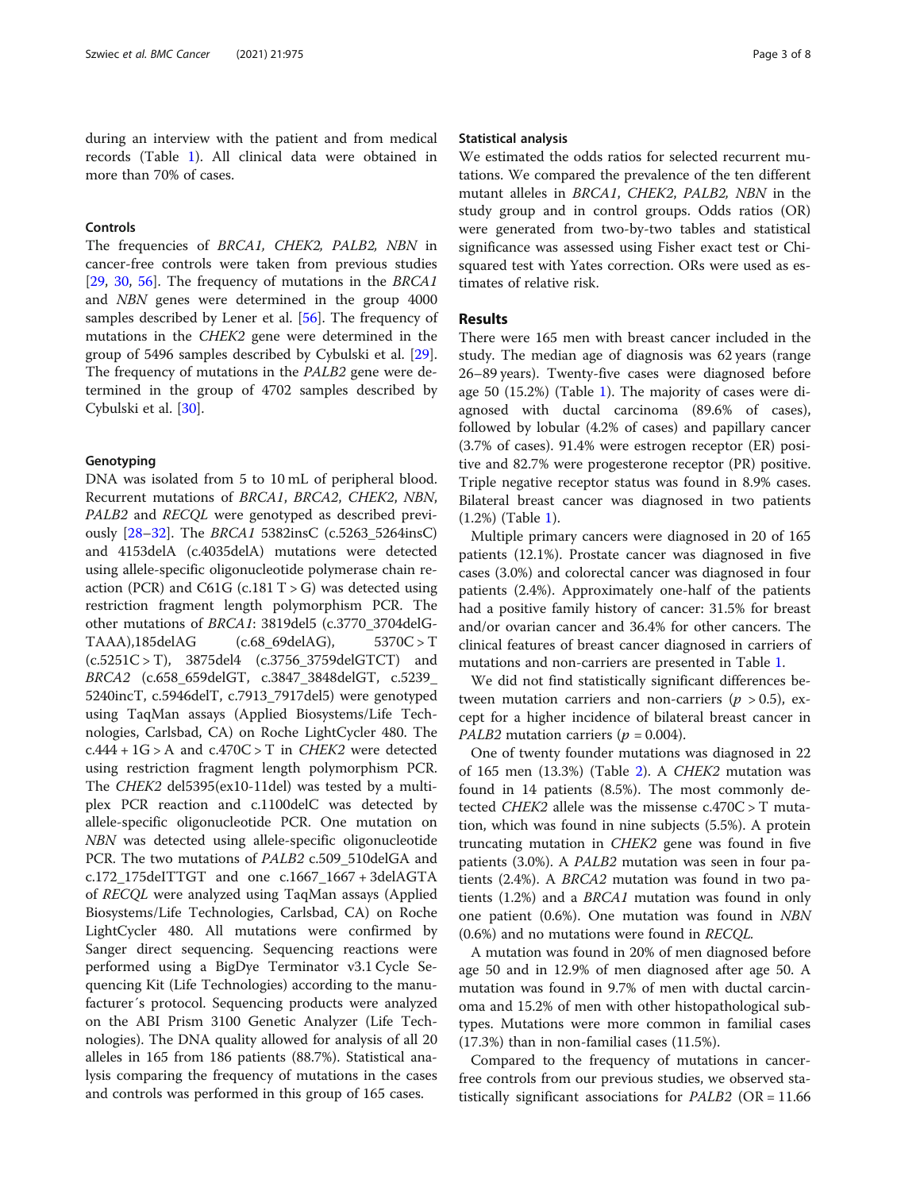during an interview with the patient and from medical records (Table 1). All clinical data were obtained in more than 70% of cases.

### Controls

The frequencies of *BRCA1, CHEK2, PALB2, NBN* in cancer-free controls were taken from previous studies [29, 30, 56]. The frequency of mutations in the *BRCA1* and *NBN* genes were determined in the group 4000 samples described by Lener et al. [56]. The frequency of mutations in the *CHEK2* gene were determined in the group of 5496 samples described by Cybulski et al. [29]. The frequency of mutations in the *PALB2* gene were determined in the group of 4702 samples described by Cybulski et al. [30].

### Genotyping

DNA was isolated from 5 to 10 mL of peripheral blood. Recurrent mutations of *BRCA1*, *BRCA2*, *CHEK2*, *NBN*, *PALB2* and *RECQL* were genotyped as described previously [28–32]. The *BRCA1* 5382insC (c.5263_5264insC) and 4153delA (c.4035delA) mutations were detected using allele-specific oligonucleotide polymerase chain reaction (PCR) and C61G (c.181 T > G) was detected using restriction fragment length polymorphism PCR. The other mutations of *BRCA1*: 3819del5 (c.3770_3704delGTAAA),185delAG (c.68_69delAG), 5370C > T (c.5251C > T), 3875del4 (c.3756_3759delGTCT) and *BRCA2* (c.658_659delGT, c.3847_3848delGT, c.5239_5240incT, c.5946delT, c.7913_7917del5) were genotyped using TaqMan assays (Applied Biosystems/Life Technologies, Carlsbad, CA) on Roche LightCycler 480. The c.444 + 1G > A and c.470C > T in *CHEK2* were detected using restriction fragment length polymorphism PCR. The *CHEK2* del5395(ex10-11del) was tested by a multiplex PCR reaction and c.1100delC was detected by allele-specific oligonucleotide PCR. One mutation on *NBN* was detected using allele-specific oligonucleotide PCR. The two mutations of *PALB2* c.509_510delGA and c.172_175deITTGT and one c.1667_1667 + 3delAGTA of *RECQL* were analyzed using TaqMan assays (Applied Biosystems/Life Technologies, Carlsbad, CA) on Roche LightCycler 480. All mutations were confirmed by Sanger direct sequencing. Sequencing reactions were performed using a BigDye Terminator v3.1 Cycle Sequencing Kit (Life Technologies) according to the manufacturer´s protocol. Sequencing products were analyzed on the ABI Prism 3100 Genetic Analyzer (Life Technologies). The DNA quality allowed for analysis of all 20 alleles in 165 from 186 patients (88.7%). Statistical analysis comparing the frequency of mutations in the cases and controls was performed in this group of 165 cases.

### Statistical analysis

We estimated the odds ratios for selected recurrent mutations. We compared the prevalence of the ten different mutant alleles in *BRCA1*, *CHEK2*, *PALB2*, *NBN* in the study group and in control groups. Odds ratios (OR) were generated from two-by-two tables and statistical significance was assessed using Fisher exact test or Chi-squared test with Yates correction. ORs were used as estimates of relative risk.

## Results

There were 165 men with breast cancer included in the study. The median age of diagnosis was 62 years (range 26–89 years). Twenty-five cases were diagnosed before age 50 (15.2%) (Table 1). The majority of cases were diagnosed with ductal carcinoma (89.6% of cases), followed by lobular (4.2% of cases) and papillary cancer (3.7% of cases). 91.4% were estrogen receptor (ER) positive and 82.7% were progesterone receptor (PR) positive. Triple negative receptor status was found in 8.9% cases. Bilateral breast cancer was diagnosed in two patients (1.2%) (Table 1).

Multiple primary cancers were diagnosed in 20 of 165 patients (12.1%). Prostate cancer was diagnosed in five cases (3.0%) and colorectal cancer was diagnosed in four patients (2.4%). Approximately one-half of the patients had a positive family history of cancer: 31.5% for breast and/or ovarian cancer and 36.4% for other cancers. The clinical features of breast cancer diagnosed in carriers of mutations and non-carriers are presented in Table 1.

We did not find statistically significant differences between mutation carriers and non-carriers ($p > 0.5$), except for a higher incidence of bilateral breast cancer in *PALB2* mutation carriers ($p = 0.004$).

One of twenty founder mutations was diagnosed in 22 of 165 men (13.3%) (Table 2). A *CHEK2* mutation was found in 14 patients (8.5%). The most commonly detected *CHEK2* allele was the missense c.470C > T mutation, which was found in nine subjects (5.5%). A protein truncating mutation in *CHEK2* gene was found in five patients (3.0%). A *PALB2* mutation was seen in four patients (2.4%). A *BRCA2* mutation was found in two patients (1.2%) and a *BRCA1* mutation was found in only one patient (0.6%). One mutation was found in *NBN* (0.6%) and no mutations were found in *RECQL*.

A mutation was found in 20% of men diagnosed before age 50 and in 12.9% of men diagnosed after age 50. A mutation was found in 9.7% of men with ductal carcinoma and 15.2% of men with other histopathological subtypes. Mutations were more common in familial cases (17.3%) than in non-familial cases (11.5%).

Compared to the frequency of mutations in cancer-free controls from our previous studies, we observed statistically significant associations for *PALB2* (OR = 11.66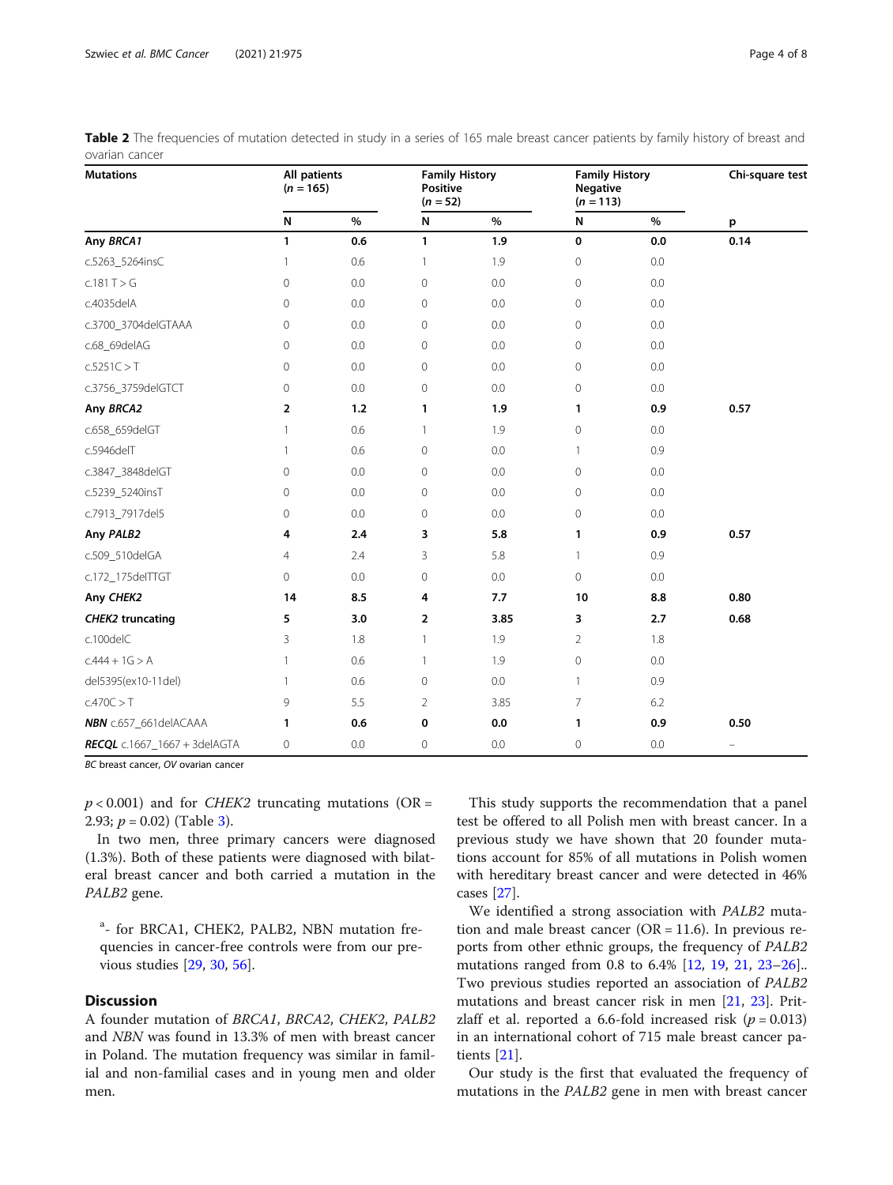**Table 2** The frequencies of mutation detected in study in a series of 165 male breast cancer patients by family history of breast and ovarian cancer

| Mutations | All patients ($n$ = 165) | | Family History Positive ($n$ = 52) | | Family History Negative ($n$ = 113) | | Chi-square test |
|---|---|---|---|---|---|---|---|
| | N | % | N | % | N | % | p |
| **Any *BRCA1*** | **1** | **0.6** | **1** | **1.9** | **0** | **0.0** | **0.14** |
| c.5263_5264insC | 1 | 0.6 | 1 | 1.9 | 0 | 0.0 | |
| c.181 T > G | 0 | 0.0 | 0 | 0.0 | 0 | 0.0 | |
| c.4035delA | 0 | 0.0 | 0 | 0.0 | 0 | 0.0 | |
| c.3700_3704delGTAAA | 0 | 0.0 | 0 | 0.0 | 0 | 0.0 | |
| c.68_69delAG | 0 | 0.0 | 0 | 0.0 | 0 | 0.0 | |
| c.5251C > T | 0 | 0.0 | 0 | 0.0 | 0 | 0.0 | |
| c.3756_3759delGTCT | 0 | 0.0 | 0 | 0.0 | 0 | 0.0 | |
| **Any *BRCA2*** | **2** | **1.2** | **1** | **1.9** | **1** | **0.9** | **0.57** |
| c.658_659delGT | 1 | 0.6 | 1 | 1.9 | 0 | 0.0 | |
| c.5946delT | 1 | 0.6 | 0 | 0.0 | 1 | 0.9 | |
| c.3847_3848delGT | 0 | 0.0 | 0 | 0.0 | 0 | 0.0 | |
| c.5239_5240insT | 0 | 0.0 | 0 | 0.0 | 0 | 0.0 | |
| c.7913_7917del5 | 0 | 0.0 | 0 | 0.0 | 0 | 0.0 | |
| **Any *PALB2*** | **4** | **2.4** | **3** | **5.8** | **1** | **0.9** | **0.57** |
| c.509_510delGA | 4 | 2.4 | 3 | 5.8 | 1 | 0.9 | |
| c.172_175delTTGT | 0 | 0.0 | 0 | 0.0 | 0 | 0.0 | |
| **Any *CHEK2*** | **14** | **8.5** | **4** | **7.7** | **10** | **8.8** | **0.80** |
| ***CHEK2* truncating** | **5** | **3.0** | **2** | **3.85** | **3** | **2.7** | **0.68** |
| c.100delC | 3 | 1.8 | 1 | 1.9 | 2 | 1.8 | |
| c.444 + 1G > A | 1 | 0.6 | 1 | 1.9 | 0 | 0.0 | |
| del5395(ex10-11del) | 1 | 0.6 | 0 | 0.0 | 1 | 0.9 | |
| c.470C > T | 9 | 5.5 | 2 | 3.85 | 7 | 6.2 | |
| ***NBN* c.657_661delACAAA** | **1** | **0.6** | **0** | **0.0** | **1** | **0.9** | **0.50** |
| ***RECQL* c.1667_1667 + 3delAGTA** | 0 | 0.0 | 0 | 0.0 | 0 | 0.0 | – |

*BC* breast cancer, *OV* ovarian cancer

$p < 0.001$) and for *CHEK2* truncating mutations (OR = 2.93; $p = 0.02$) (Table 3).

In two men, three primary cancers were diagnosed (1.3%). Both of these patients were diagnosed with bilateral breast cancer and both carried a mutation in the *PALB2* gene.

[a]- for BRCA1, CHEK2, PALB2, NBN mutation frequencies in cancer-free controls were from our previous studies [29, 30, 56].

## Discussion

A founder mutation of *BRCA1*, *BRCA2*, *CHEK2*, *PALB2* and *NBN* was found in 13.3% of men with breast cancer in Poland. The mutation frequency was similar in familial and non-familial cases and in young men and older men.

This study supports the recommendation that a panel test be offered to all Polish men with breast cancer. In a previous study we have shown that 20 founder mutations account for 85% of all mutations in Polish women with hereditary breast cancer and were detected in 46% cases [27].

We identified a strong association with *PALB2* mutation and male breast cancer (OR = 11.6). In previous reports from other ethnic groups, the frequency of *PALB2* mutations ranged from 0.8 to 6.4% [12, 19, 21, 23–26].. Two previous studies reported an association of *PALB2* mutations and breast cancer risk in men [21, 23]. Pritzlaff et al. reported a 6.6-fold increased risk ($p = 0.013$) in an international cohort of 715 male breast cancer patients [21].

Our study is the first that evaluated the frequency of mutations in the *PALB2* gene in men with breast cancer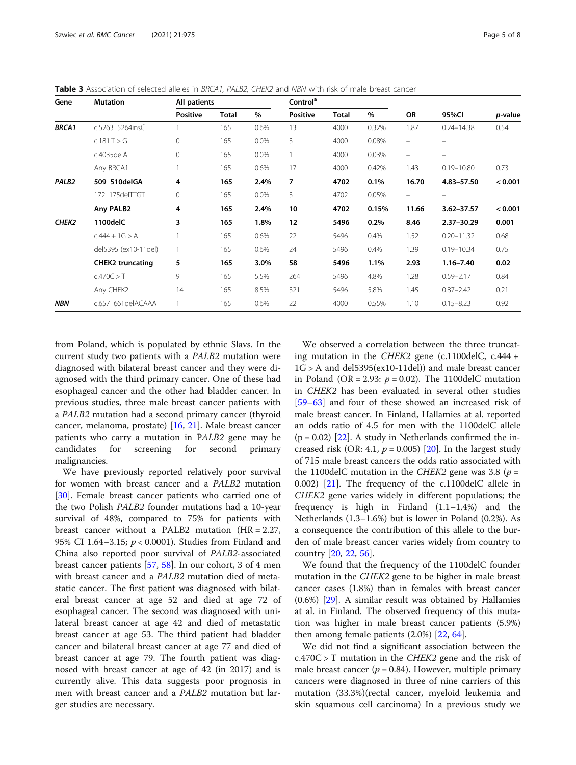**Table 3** Association of selected alleles in *BRCA1, PALB2, CHEK2* and *NBN* with risk of male breast cancer

| Gene | Mutation | All patients | | | Control[a] | | | | | |
|---|---|---|---|---|---|---|---|---|---|---|
| | | Positive | Total | % | Positive | Total | % | OR | 95%CI | *p*-value |
| ***BRCA1*** | c.5263_5264insC | 1 | 165 | 0.6% | 13 | 4000 | 0.32% | 1.87 | 0.24–14.38 | 0.54 |
| | c.181 T > G | 0 | 165 | 0.0% | 3 | 4000 | 0.08% | – | – | |
| | c.4035delA | 0 | 165 | 0.0% | 1 | 4000 | 0.03% | – | – | |
| | Any BRCA1 | 1 | 165 | 0.6% | 17 | 4000 | 0.42% | 1.43 | 0.19–10.80 | 0.73 |
| ***PALB2*** | **509_510delGA** | **4** | **165** | **2.4%** | **7** | **4702** | **0.1%** | **16.70** | **4.83–57.50** | **< 0.001** |
| | 172_175delTTGT | 0 | 165 | 0.0% | 3 | 4702 | 0.05% | – | – | |
| | **Any PALB2** | **4** | **165** | **2.4%** | **10** | **4702** | **0.15%** | **11.66** | **3.62–37.57** | **< 0.001** |
| ***CHEK2*** | **1100delC** | **3** | **165** | **1.8%** | **12** | **5496** | **0.2%** | **8.46** | **2.37–30.29** | **0.001** |
| | c.444 + 1G > A | 1 | 165 | 0.6% | 22 | 5496 | 0.4% | 1.52 | 0.20–11.32 | 0.68 |
| | del5395 (ex10-11del) | 1 | 165 | 0.6% | 24 | 5496 | 0.4% | 1.39 | 0.19–10.34 | 0.75 |
| | **CHEK2 truncating** | **5** | **165** | **3.0%** | **58** | **5496** | **1.1%** | **2.93** | **1.16–7.40** | **0.02** |
| | c.470C > T | 9 | 165 | 5.5% | 264 | 5496 | 4.8% | 1.28 | 0.59–2.17 | 0.84 |
| | Any CHEK2 | 14 | 165 | 8.5% | 321 | 5496 | 5.8% | 1.45 | 0.87–2.42 | 0.21 |
| ***NBN*** | c.657_661delACAAA | 1 | 165 | 0.6% | 22 | 4000 | 0.55% | 1.10 | 0.15–8.23 | 0.92 |

from Poland, which is populated by ethnic Slavs. In the current study two patients with a *PALB2* mutation were diagnosed with bilateral breast cancer and they were diagnosed with the third primary cancer. One of these had esophageal cancer and the other had bladder cancer. In previous studies, three male breast cancer patients with a *PALB2* mutation had a second primary cancer (thyroid cancer, melanoma, prostate) [16, 21]. Male breast cancer patients who carry a mutation in P*ALB2* gene may be candidates for screening for second primary malignancies.

We have previously reported relatively poor survival for women with breast cancer and a *PALB2* mutation [30]. Female breast cancer patients who carried one of the two Polish *PALB2* founder mutations had a 10-year survival of 48%, compared to 75% for patients with breast cancer without a PALB2 mutation (HR = 2.27, 95% CI 1.64–3.15; $p < 0.0001$). Studies from Finland and China also reported poor survival of *PALB2*-associated breast cancer patients [57, 58]. In our cohort, 3 of 4 men with breast cancer and a *PALB2* mutation died of metastatic cancer. The first patient was diagnosed with bilateral breast cancer at age 52 and died at age 72 of esophageal cancer. The second was diagnosed with unilateral breast cancer at age 42 and died of metastatic breast cancer at age 53. The third patient had bladder cancer and bilateral breast cancer at age 77 and died of breast cancer at age 79. The fourth patient was diagnosed with breast cancer at age of 42 (in 2017) and is currently alive. This data suggests poor prognosis in men with breast cancer and a *PALB2* mutation but larger studies are necessary.

We observed a correlation between the three truncating mutation in the *CHEK2* gene (c.1100delC, c.444 + 1G > A and del5395(ex10-11del)) and male breast cancer in Poland (OR = 2.93: $p = 0.02$). The 1100delC mutation in *CHEK2* has been evaluated in several other studies [59–63] and four of these showed an increased risk of male breast cancer. In Finland, Hallamies at al. reported an odds ratio of 4.5 for men with the 1100delC allele (p = 0.02) [22]. A study in Netherlands confirmed the increased risk (OR: 4.1, $p = 0.005$) [20]. In the largest study of 715 male breast cancers the odds ratio associated with the 1100delC mutation in the *CHEK2* gene was 3.8 ($p = 0.002$) [21]. The frequency of the c.1100delC allele in *CHEK2* gene varies widely in different populations; the frequency is high in Finland (1.1–1.4%) and the Netherlands (1.3–1.6%) but is lower in Poland (0.2%). As a consequence the contribution of this allele to the burden of male breast cancer varies widely from country to country [20, 22, 56].

We found that the frequency of the 1100delC founder mutation in the *CHEK2* gene to be higher in male breast cancer cases (1.8%) than in females with breast cancer (0.6%) [29]. A similar result was obtained by Hallamies at al. in Finland. The observed frequency of this mutation was higher in male breast cancer patients (5.9%) then among female patients (2.0%) [22, 64].

We did not find a significant association between the c.470C > T mutation in the *CHEK2* gene and the risk of male breast cancer ($p = 0.84$). However, multiple primary cancers were diagnosed in three of nine carriers of this mutation (33.3%)(rectal cancer, myeloid leukemia and skin squamous cell carcinoma) In a previous study we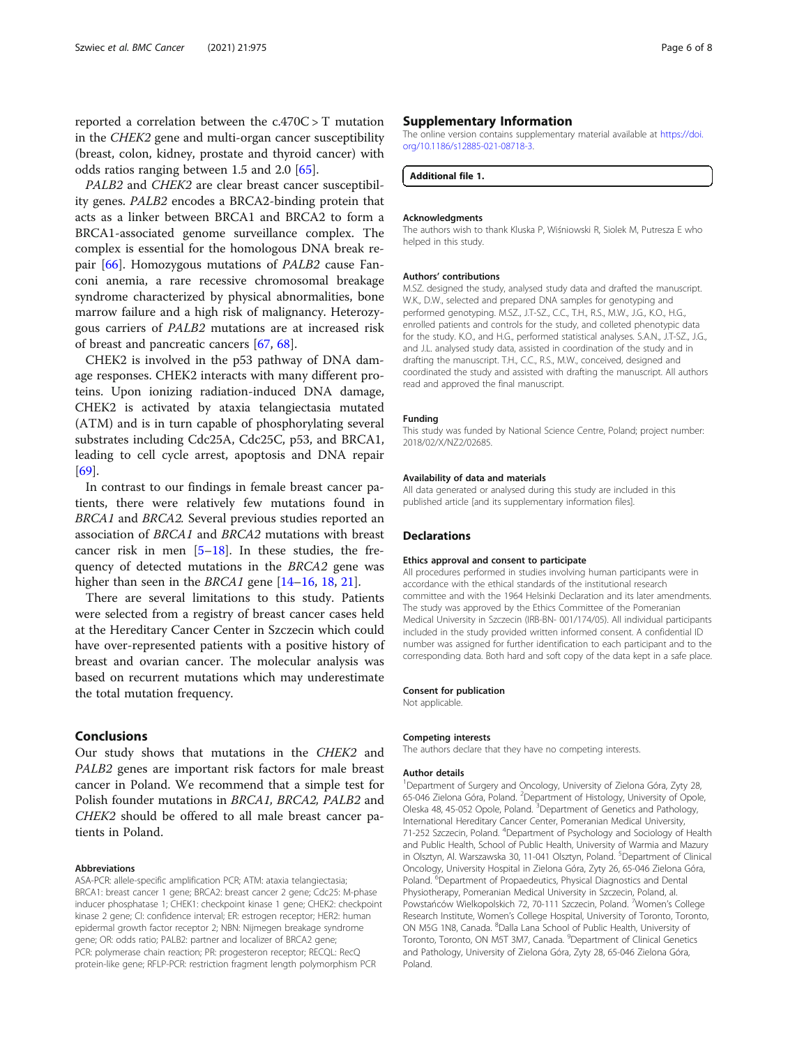reported a correlation between the c.470C > T mutation in the *CHEK2* gene and multi-organ cancer susceptibility (breast, colon, kidney, prostate and thyroid cancer) with odds ratios ranging between 1.5 and 2.0 [65].

*PALB2* and *CHEK2* are clear breast cancer susceptibility genes. *PALB2* encodes a BRCA2-binding protein that acts as a linker between BRCA1 and BRCA2 to form a BRCA1-associated genome surveillance complex. The complex is essential for the homologous DNA break repair [66]. Homozygous mutations of *PALB2* cause Fanconi anemia, a rare recessive chromosomal breakage syndrome characterized by physical abnormalities, bone marrow failure and a high risk of malignancy. Heterozygous carriers of *PALB2* mutations are at increased risk of breast and pancreatic cancers [67, 68].

CHEK2 is involved in the p53 pathway of DNA damage responses. CHEK2 interacts with many different proteins. Upon ionizing radiation-induced DNA damage, CHEK2 is activated by ataxia telangiectasia mutated (ATM) and is in turn capable of phosphorylating several substrates including Cdc25A, Cdc25C, p53, and BRCA1, leading to cell cycle arrest, apoptosis and DNA repair [69].

In contrast to our findings in female breast cancer patients, there were relatively few mutations found in *BRCA1* and *BRCA2*. Several previous studies reported an association of *BRCA1* and *BRCA2* mutations with breast cancer risk in men [5–18]. In these studies, the frequency of detected mutations in the *BRCA2* gene was higher than seen in the *BRCA1* gene [14–16, 18, 21].

There are several limitations to this study. Patients were selected from a registry of breast cancer cases held at the Hereditary Cancer Center in Szczecin which could have over-represented patients with a positive history of breast and ovarian cancer. The molecular analysis was based on recurrent mutations which may underestimate the total mutation frequency.

## Conclusions

Our study shows that mutations in the *CHEK2* and *PALB2* genes are important risk factors for male breast cancer in Poland. We recommend that a simple test for Polish founder mutations in *BRCA1, BRCA2, PALB2* and *CHEK2* should be offered to all male breast cancer patients in Poland.

#### Abbreviations

ASA-PCR: allele-specific amplification PCR; ATM: ataxia telangiectasia; BRCA1: breast cancer 1 gene; BRCA2: breast cancer 2 gene; Cdc25: M-phase inducer phosphatase 1; CHEK1: checkpoint kinase 1 gene; CHEK2: checkpoint kinase 2 gene; CI: confidence interval; ER: estrogen receptor; HER2: human epidermal growth factor receptor 2; NBN: Nijmegen breakage syndrome gene; OR: odds ratio; PALB2: partner and localizer of BRCA2 gene; PCR: polymerase chain reaction; PR: progesteron receptor; RECQL: RecQ protein-like gene; RFLP-PCR: restriction fragment length polymorphism PCR

## Supplementary Information

The online version contains supplementary material available at https://doi.org/10.1186/s12885-021-08718-3.

**Additional file 1.**

#### Acknowledgments

The authors wish to thank Kluska P, Wiśniowski R, Siolek M, Putresza E who helped in this study.

#### Authors' contributions

M.SZ. designed the study, analysed study data and drafted the manuscript. W.K., D.W., selected and prepared DNA samples for genotyping and performed genotyping. M.SZ., J.T-SZ., C.C., T.H., R.S., M.W., J.G., K.O., H.G., enrolled patients and controls for the study, and colleted phenotypic data for the study. K.O., and H.G., performed statistical analyses. S.A.N., J.T-SZ., J.G., and J.L. analysed study data, assisted in coordination of the study and in drafting the manuscript. T.H., C.C., R.S., M.W., conceived, designed and coordinated the study and assisted with drafting the manuscript. All authors read and approved the final manuscript.

#### Funding

This study was funded by National Science Centre, Poland; project number: 2018/02/X/NZ2/02685.

#### Availability of data and materials

All data generated or analysed during this study are included in this published article [and its supplementary information files].

## Declarations

#### Ethics approval and consent to participate

All procedures performed in studies involving human participants were in accordance with the ethical standards of the institutional research committee and with the 1964 Helsinki Declaration and its later amendments. The study was approved by the Ethics Committee of the Pomeranian Medical University in Szczecin (IRB-BN- 001/174/05). All individual participants included in the study provided written informed consent. A confidential ID number was assigned for further identification to each participant and to the corresponding data. Both hard and soft copy of the data kept in a safe place.

#### Consent for publication

Not applicable.

#### Competing interests

The authors declare that they have no competing interests.

#### Author details

[1]Department of Surgery and Oncology, University of Zielona Góra, Zyty 28, 65-046 Zielona Góra, Poland. [2]Department of Histology, University of Opole, Oleska 48, 45-052 Opole, Poland. [3]Department of Genetics and Pathology, International Hereditary Cancer Center, Pomeranian Medical University, 71-252 Szczecin, Poland. [4]Department of Psychology and Sociology of Health and Public Health, School of Public Health, University of Warmia and Mazury in Olsztyn, Al. Warszawska 30, 11-041 Olsztyn, Poland. [5]Department of Clinical Oncology, University Hospital in Zielona Góra, Zyty 26, 65-046 Zielona Góra, Poland. [6]Department of Propaedeutics, Physical Diagnostics and Dental Physiotherapy, Pomeranian Medical University in Szczecin, Poland, al. Powstańców Wielkopolskich 72, 70-111 Szczecin, Poland. [7]Women's College Research Institute, Women's College Hospital, University of Toronto, Toronto, ON M5G 1N8, Canada. [8]Dalla Lana School of Public Health, University of Toronto, Toronto, ON M5T 3M7, Canada. [9]Department of Clinical Genetics and Pathology, University of Zielona Góra, Zyty 28, 65-046 Zielona Góra, Poland.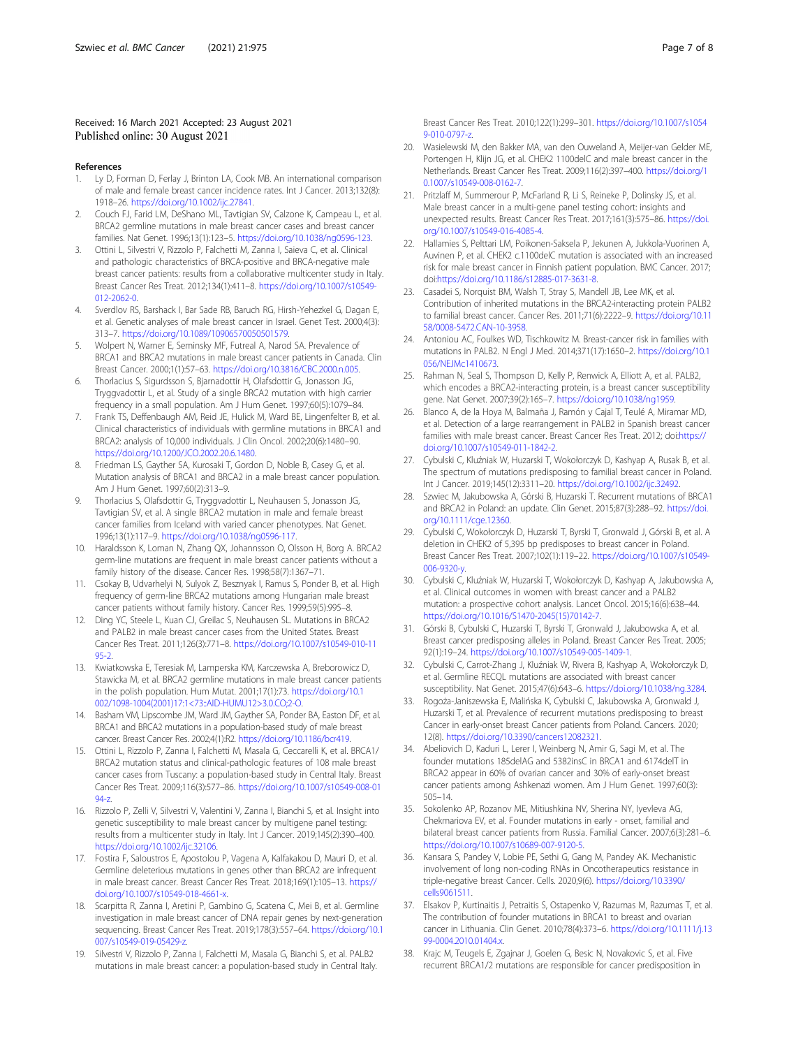Received: 16 March 2021 Accepted: 23 August 2021
Published online: 30 August 2021

## References

1. Ly D, Forman D, Ferlay J, Brinton LA, Cook MB. An international comparison of male and female breast cancer incidence rates. Int J Cancer. 2013;132(8): 1918–26. https://doi.org/10.1002/ijc.27841.
2. Couch FJ, Farid LM, DeShano ML, Tavtigian SV, Calzone K, Campeau L, et al. BRCA2 germline mutations in male breast cancer cases and breast cancer families. Nat Genet. 1996;13(1):123–5. https://doi.org/10.1038/ng0596-123.
3. Ottini L, Silvestri V, Rizzolo P, Falchetti M, Zanna I, Saieva C, et al. Clinical and pathologic characteristics of BRCA-positive and BRCA-negative male breast cancer patients: results from a collaborative multicenter study in Italy. Breast Cancer Res Treat. 2012;134(1):411–8. https://doi.org/10.1007/s10549-012-2062-0.
4. Sverdlov RS, Barshack I, Bar Sade RB, Baruch RG, Hirsh-Yehezkel G, Dagan E, et al. Genetic analyses of male breast cancer in Israel. Genet Test. 2000;4(3): 313–7. https://doi.org/10.1089/10906570050501579.
5. Wolpert N, Warner E, Seminsky MF, Futreal A, Narod SA. Prevalence of BRCA1 and BRCA2 mutations in male breast cancer patients in Canada. Clin Breast Cancer. 2000;1(1):57–63. https://doi.org/10.3816/CBC.2000.n.005.
6. Thorlacius S, Sigurdsson S, Bjarnadottir H, Olafsdottir G, Jonasson JG, Tryggvadottir L, et al. Study of a single BRCA2 mutation with high carrier frequency in a small population. Am J Hum Genet. 1997;60(5):1079–84.
7. Frank TS, Deffenbaugh AM, Reid JE, Hulick M, Ward BE, Lingenfelter B, et al. Clinical characteristics of individuals with germline mutations in BRCA1 and BRCA2: analysis of 10,000 individuals. J Clin Oncol. 2002;20(6):1480–90. https://doi.org/10.1200/JCO.2002.20.6.1480.
8. Friedman LS, Gayther SA, Kurosaki T, Gordon D, Noble B, Casey G, et al. Mutation analysis of BRCA1 and BRCA2 in a male breast cancer population. Am J Hum Genet. 1997;60(2):313–9.
9. Thorlacius S, Olafsdottir G, Tryggvadottir L, Neuhausen S, Jonasson JG, Tavtigian SV, et al. A single BRCA2 mutation in male and female breast cancer families from Iceland with varied cancer phenotypes. Nat Genet. 1996;13(1):117–9. https://doi.org/10.1038/ng0596-117.
10. Haraldsson K, Loman N, Zhang QX, Johannsson O, Olsson H, Borg A. BRCA2 germ-line mutations are frequent in male breast cancer patients without a family history of the disease. Cancer Res. 1998;58(7):1367–71.
11. Csokay B, Udvarhelyi N, Sulyok Z, Besznyak I, Ramus S, Ponder B, et al. High frequency of germ-line BRCA2 mutations among Hungarian male breast cancer patients without family history. Cancer Res. 1999;59(5):995–8.
12. Ding YC, Steele L, Kuan CJ, Greilac S, Neuhausen SL. Mutations in BRCA2 and PALB2 in male breast cancer cases from the United States. Breast Cancer Res Treat. 2011;126(3):771–8. https://doi.org/10.1007/s10549-010-1195-2.
13. Kwiatkowska E, Teresiak M, Lamperska KM, Karczewska A, Breborowicz D, Stawicka M, et al. BRCA2 germline mutations in male breast cancer patients in the polish population. Hum Mutat. 2001;17(1):73. https://doi.org/10.1002/1098-1004(2001)17:1<73::AID-HUMU12>3.0.CO;2-O.
14. Basham VM, Lipscombe JM, Ward JM, Gayther SA, Ponder BA, Easton DF, et al. BRCA1 and BRCA2 mutations in a population-based study of male breast cancer. Breast Cancer Res. 2002;4(1):R2. https://doi.org/10.1186/bcr419.
15. Ottini L, Rizzolo P, Zanna I, Falchetti M, Masala G, Ceccarelli K, et al. BRCA1/BRCA2 mutation status and clinical-pathologic features of 108 male breast cancer cases from Tuscany: a population-based study in Central Italy. Breast Cancer Res Treat. 2009;116(3):577–86. https://doi.org/10.1007/s10549-008-0194-z.
16. Rizzolo P, Zelli V, Silvestri V, Valentini V, Zanna I, Bianchi S, et al. Insight into genetic susceptibility to male breast cancer by multigene panel testing: results from a multicenter study in Italy. Int J Cancer. 2019;145(2):390–400. https://doi.org/10.1002/ijc.32106.
17. Fostira F, Saloustros E, Apostolou P, Vagena A, Kalfakakou D, Mauri D, et al. Germline deleterious mutations in genes other than BRCA2 are infrequent in male breast cancer. Breast Cancer Res Treat. 2018;169(1):105–13. https://doi.org/10.1007/s10549-018-4661-x.
18. Scarpitta R, Zanna I, Aretini P, Gambino G, Scatena C, Mei B, et al. Germline investigation in male breast cancer of DNA repair genes by next-generation sequencing. Breast Cancer Res Treat. 2019;178(3):557–64. https://doi.org/10.1007/s10549-019-05429-z.
19. Silvestri V, Rizzolo P, Zanna I, Falchetti M, Masala G, Bianchi S, et al. PALB2 mutations in male breast cancer: a population-based study in Central Italy. Breast Cancer Res Treat. 2010;122(1):299–301. https://doi.org/10.1007/s10549-010-0797-z.
20. Wasielewski M, den Bakker MA, van den Ouweland A, Meijer-van Gelder ME, Portengen H, Klijn JG, et al. CHEK2 1100delC and male breast cancer in the Netherlands. Breast Cancer Res Treat. 2009;116(2):397–400. https://doi.org/10.1007/s10549-008-0162-7.
21. Pritzlaff M, Summerour P, McFarland R, Li S, Reineke P, Dolinsky JS, et al. Male breast cancer in a multi-gene panel testing cohort: insights and unexpected results. Breast Cancer Res Treat. 2017;161(3):575–86. https://doi.org/10.1007/s10549-016-4085-4.
22. Hallamies S, Pelttari LM, Poikonen-Saksela P, Jekunen A, Jukkola-Vuorinen A, Auvinen P, et al. CHEK2 c.1100delC mutation is associated with an increased risk for male breast cancer in Finnish patient population. BMC Cancer. 2017; doi:https://doi.org/10.1186/s12885-017-3631-8.
23. Casadei S, Norquist BM, Walsh T, Stray S, Mandell JB, Lee MK, et al. Contribution of inherited mutations in the BRCA2-interacting protein PALB2 to familial breast cancer. Cancer Res. 2011;71(6):2222–9. https://doi.org/10.1158/0008-5472.CAN-10-3958.
24. Antoniou AC, Foulkes WD, Tischkowitz M. Breast-cancer risk in families with mutations in PALB2. N Engl J Med. 2014;371(17):1650–2. https://doi.org/10.1056/NEJMc1410673.
25. Rahman N, Seal S, Thompson D, Kelly P, Renwick A, Elliott A, et al. PALB2, which encodes a BRCA2-interacting protein, is a breast cancer susceptibility gene. Nat Genet. 2007;39(2):165–7. https://doi.org/10.1038/ng1959.
26. Blanco A, de la Hoya M, Balmaña J, Ramón y Cajal T, Teulé A, Miramar MD, et al. Detection of a large rearrangement in PALB2 in Spanish breast cancer families with male breast cancer. Breast Cancer Res Treat. 2012; doi:https://doi.org/10.1007/s10549-011-1842-2.
27. Cybulski C, Kluźniak W, Huzarski T, Wokołorczyk D, Kashyap A, Rusak B, et al. The spectrum of mutations predisposing to familial breast cancer in Poland. Int J Cancer. 2019;145(12):3311–20. https://doi.org/10.1002/ijc.32492.
28. Szwiec M, Jakubowska A, Górski B, Huzarski T. Recurrent mutations of BRCA1 and BRCA2 in Poland: an update. Clin Genet. 2015;87(3):288–92. https://doi.org/10.1111/cge.12360.
29. Cybulski C, Wokołorczyk D, Huzarski T, Byrski T, Gronwald J, Górski B, et al. A deletion in CHEK2 of 5,395 bp predisposes to breast cancer in Poland. Breast Cancer Res Treat. 2007;102(1):119–22. https://doi.org/10.1007/s10549-006-9320-y.
30. Cybulski C, Kluźniak W, Huzarski T, Wokołorczyk D, Kashyap A, Jakubowska A, et al. Clinical outcomes in women with breast cancer and a PALB2 mutation: a prospective cohort analysis. Lancet Oncol. 2015;16(6):638–44. https://doi.org/10.1016/S1470-2045(15)70142-7.
31. Górski B, Cybulski C, Huzarski T, Byrski T, Gronwald J, Jakubowska A, et al. Breast cancer predisposing alleles in Poland. Breast Cancer Res Treat. 2005; 92(1):19–24. https://doi.org/10.1007/s10549-005-1409-1.
32. Cybulski C, Carrot-Zhang J, Kluźniak W, Rivera B, Kashyap A, Wokołorczyk D, et al. Germline RECQL mutations are associated with breast cancer susceptibility. Nat Genet. 2015;47(6):643–6. https://doi.org/10.1038/ng.3284.
33. Rogoża-Janiszewska E, Malińska K, Cybulski C, Jakubowska A, Gronwald J, Huzarski T, et al. Prevalence of recurrent mutations predisposing to breast Cancer in early-onset breast Cancer patients from Poland. Cancers. 2020; 12(8). https://doi.org/10.3390/cancers12082321.
34. Abeliovich D, Kaduri L, Lerer I, Weinberg N, Amir G, Sagi M, et al. The founder mutations 185delAG and 5382insC in BRCA1 and 6174delT in BRCA2 appear in 60% of ovarian cancer and 30% of early-onset breast cancer patients among Ashkenazi women. Am J Hum Genet. 1997;60(3): 505–14.
35. Sokolenko AP, Rozanov ME, Mitiushkina NV, Sherina NY, Iyevleva AG, Chekmariova EV, et al. Founder mutations in early - onset, familial and bilateral breast cancer patients from Russia. Familial Cancer. 2007;6(3):281–6. https://doi.org/10.1007/s10689-007-9120-5.
36. Kansara S, Pandey V, Lobie PE, Sethi G, Gang M, Pandey AK. Mechanistic involvement of long non-coding RNAs in Oncotherapeutics resistance in triple-negative breast Cancer. Cells. 2020;9(6). https://doi.org/10.3390/cells9061511.
37. Elsakov P, Kurtinaitis J, Petraitis S, Ostapenko V, Razumas M, Razumas T, et al. The contribution of founder mutations in BRCA1 to breast and ovarian cancer in Lithuania. Clin Genet. 2010;78(4):373–6. https://doi.org/10.1111/j.1399-0004.2010.01404.x.
38. Krajc M, Teugels E, Zgajnar J, Goelen G, Besic N, Novakovic S, et al. Five recurrent BRCA1/2 mutations are responsible for cancer predisposition in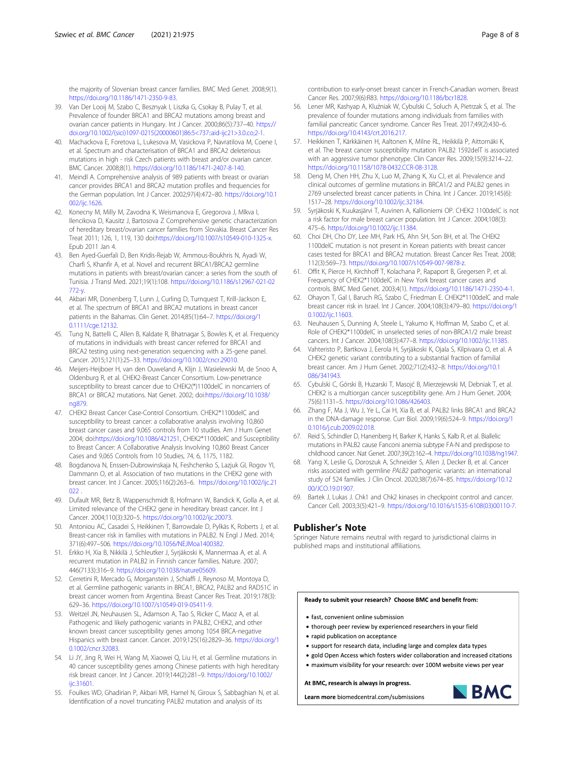the majority of Slovenian breast cancer families. BMC Med Genet. 2008;9(1). https://doi.org/10.1186/1471-2350-9-83.

39. Van Der Looij M, Szabo C, Besznyak I, Liszka G, Csokay B, Pulay T, et al. Prevalence of founder BRCA1 and BRCA2 mutations among breast and ovarian cancer patients in Hungary. Int J Cancer. 2000;86(5):737–40. https://doi.org/10.1002/(sici)1097-0215(20000601)86:5<737::aid-ijc21>3.0.co;2-1.
40. Machackova E, Foretova L, Lukesova M, Vasickova P, Navratilova M, Coene I, et al. Spectrum and characterisation of BRCA1 and BRCA2 deleterious mutations in high - risk Czech patients with breast and/or ovarian cancer. BMC Cancer. 2008;8(1). https://doi.org/10.1186/1471-2407-8-140.
41. Meindl A. Comprehensive analysis of 989 patients with breast or ovarian cancer provides BRCA1 and BRCA2 mutation profiles and frequencies for the German population. Int J Cancer. 2002;97(4):472–80. https://doi.org/10.1002/ijc.1626.
42. Konecny M, Milly M, Zavodna K, Weismanova E, Gregorova J, Mlkva I, Ilencikova D, Kausitz J, Bartosova Z Comprehensive genetic characterization of hereditary breast/ovarian cancer families from Slovakia. Breast Cancer Res Treat 2011; 126, 1, 119, 130 doi:https://doi.org/10.1007/s10549-010-1325-x. Epub 2011 Jan 4.
43. Ben Ayed-Guerfali D, Ben Kridis-Rejab W, Ammous-Boukhris N, Ayadi W, Charfi S, Khanfir A, et al. Novel and recurrent BRCA1/BRCA2 germline mutations in patients with breast/ovarian cancer: a series from the south of Tunisia. J Transl Med. 2021;19(1):108. https://doi.org/10.1186/s12967-021-02772-y.
44. Akbari MR, Donenberg T, Lunn J, Curling D, Turnquest T, Krill-Jackson E, et al. The spectrum of BRCA1 and BRCA2 mutations in breast cancer patients in the Bahamas. Clin Genet. 2014;85(1):64–7. https://doi.org/10.1111/cge.12132.
45. Tung N, Battelli C, Allen B, Kaldate R, Bhatnagar S, Bowles K, et al. Frequency of mutations in individuals with breast cancer referred for BRCA1 and BRCA2 testing using next-generation sequencing with a 25-gene panel. Cancer. 2015;121(1):25–33. https://doi.org/10.1002/cncr.29010.
46. Meijers-Heijboer H, van den Ouweland A, Klijn J, Wasielewski M, de Snoo A, Oldenburg R, et al. CHEK2-Breast Cancer Consortium. Low-penetrance susceptibility to breast cancer due to CHEK2(*)1100delC in noncarriers of BRCA1 or BRCA2 mutations. Nat Genet. 2002; doi:https://doi.org/10.1038/ng879.
47. CHEK2 Breast Cancer Case-Control Consortium. CHEK2*1100delC and susceptibility to breast cancer: a collaborative analysis involving 10,860 breast cancer cases and 9,065 controls from 10 studies. Am J Hum Genet 2004; doi:https://doi.org/10.1086/421251, CHEK2*1100delC and Susceptibility to Breast Cancer: A Collaborative Analysis Involving 10,860 Breast Cancer Cases and 9,065 Controls from 10 Studies, 74, 6, 1175, 1182.
48. Bogdanova N, Enssen-Dubrowinskaja N, Feshchenko S, Lazjuk GI, Rogov YI, Dammann O, et al. Association of two mutations in the CHEK2 gene with breast cancer. Int J Cancer. 2005;116(2):263–6. https://doi.org/10.1002/ijc.21022 .
49. Dufault MR, Betz B, Wappenschmidt B, Hofmann W, Bandick K, Golla A, et al. Limited relevance of the CHEK2 gene in hereditary breast cancer. Int J Cancer. 2004;110(3):320–5. https://doi.org/10.1002/ijc.20073.
50. Antoniou AC, Casadei S, Heikkinen T, Barrowdale D, Pylkäs K, Roberts J, et al. Breast-cancer risk in families with mutations in PALB2. N Engl J Med. 2014; 371(6):497–506. https://doi.org/10.1056/NEJMoa1400382.
51. Erkko H, Xia B, Nikkilä J, Schleutker J, Syrjäkoski K, Mannermaa A, et al. A recurrent mutation in PALB2 in Finnish cancer families. Nature. 2007; 446(7133):316–9. https://doi.org/10.1038/nature05609.
52. Cerretini R, Mercado G, Morganstein J, Schiaffi J, Reynoso M, Montoya D, et al. Germline pathogenic variants in BRCA1, BRCA2, PALB2 and RAD51C in breast cancer women from Argentina. Breast Cancer Res Treat. 2019;178(3): 629–36. https://doi.org/10.1007/s10549-019-05411-9.
53. Weitzel JN, Neuhausen SL, Adamson A, Tao S, Ricker C, Maoz A, et al. Pathogenic and likely pathogenic variants in PALB2, CHEK2, and other known breast cancer susceptibility genes among 1054 BRCA-negative Hispanics with breast cancer. Cancer. 2019;125(16):2829–36. https://doi.org/10.1002/cncr.32083.
54. Li JY, Jing R, Wei H, Wang M, Xiaowei Q, Liu H, et al. Germline mutations in 40 cancer susceptibility genes among Chinese patients with high hereditary risk breast cancer. Int J Cancer. 2019;144(2):281–9. https://doi.org/10.1002/ijc.31601.
55. Foulkes WD, Ghadirian P, Akbari MR, Hamel N, Giroux S, Sabbaghian N, et al. Identification of a novel truncating PALB2 mutation and analysis of its contribution to early-onset breast cancer in French-Canadian women. Breast Cancer Res. 2007;9(6):R83. https://doi.org/10.1186/bcr1828.
56. Lener MR, Kashyap A, Kluźniak W, Cybulski C, Soluch A, Pietrzak S, et al. The prevalence of founder mutations among individuals from families with familial pancreatic Cancer syndrome. Cancer Res Treat. 2017;49(2):430–6. https://doi.org/10.4143/crt.2016.217.
57. Heikkinen T, Kärkkäinen H, Aaltonen K, Milne RL, Heikkilä P, Aittomäki K, et al. The breast cancer susceptibility mutation PALB2 1592delT is associated with an aggressive tumor phenotype. Clin Cancer Res. 2009;15(9):3214–22. https://doi.org/10.1158/1078-0432.CCR-08-3128.
58. Deng M, Chen HH, Zhu X, Luo M, Zhang K, Xu CJ, et al. Prevalence and clinical outcomes of germline mutations in BRCA1/2 and PALB2 genes in 2769 unselected breast cancer patients in China. Int J Cancer. 2019;145(6): 1517–28. https://doi.org/10.1002/ijc.32184.
59. Syrjäkoski K, Kuukasjärvi T, Auvinen A, Kallioniemi OP. CHEK2 1100delC is not a risk factor for male breast cancer population. Int J Cancer. 2004;108(3): 475–6. https://doi.org/10.1002/ijc.11384.
60. Choi DH, Cho DY, Lee MH, Park HS, Ahn SH, Son BH, et al. The CHEK2 1100delC mutation is not present in Korean patients with breast cancer cases tested for BRCA1 and BRCA2 mutation. Breast Cancer Res Treat. 2008; 112(3):569–73. https://doi.org/10.1007/s10549-007-9878-z.
61. Offit K, Pierce H, Kirchhoff T, Kolachana P, Rapaport B, Gregersen P, et al. Frequency of CHEK2*1100delC in New York breast cancer cases and controls. BMC Med Genet. 2003;4(1). https://doi.org/10.1186/1471-2350-4-1.
62. Ohayon T, Gal I, Baruch RG, Szabo C, Friedman E. CHEK2*1100delC and male breast cancer risk in Israel. Int J Cancer. 2004;108(3):479–80. https://doi.org/10.1002/ijc.11603.
63. Neuhausen S, Dunning A, Steele L, Yakumo K, Hoffman M, Szabo C, et al. Role of CHEK2*1100delC in unselected series of non-BRCA1/2 male breast cancers. Int J Cancer. 2004;108(3):477–8. https://doi.org/10.1002/ijc.11385.
64. Vahteristo P, Bartkova J, Eerola H, Syrjäkoski K, Ojala S, Kilpivaara O, et al. A CHEK2 genetic variant contributing to a substantial fraction of familial breast cancer. Am J Hum Genet. 2002;71(2):432–8. https://doi.org/10.1086/341943.
65. Cybulski C, Górski B, Huzarski T, Masojć B, Mierzejewski M, Debniak T, et al. CHEK2 is a multiorgan cancer susceptibility gene. Am J Hum Genet. 2004; 75(6):1131–5. https://doi.org/10.1086/426403.
66. Zhang F, Ma J, Wu J, Ye L, Cai H, Xia B, et al. PALB2 links BRCA1 and BRCA2 in the DNA-damage response. Curr Biol. 2009;19(6):524–9. https://doi.org/10.1016/j.cub.2009.02.018.
67. Reid S, Schindler D, Hanenberg H, Barker K, Hanks S, Kalb R, et al. Biallelic mutations in PALB2 cause Fanconi anemia subtype FA-N and predispose to childhood cancer. Nat Genet. 2007;39(2):162–4. https://doi.org/10.1038/ng1947.
68. Yang X, Leslie G, Doroszuk A, Schneider S, Allen J, Decker B, et al. Cancer risks associated with germline *PALB2* pathogenic variants: an international study of 524 families. J Clin Oncol. 2020;38(7):674–85. https://doi.org/10.1200/JCO.19.01907.
69. Bartek J, Lukas J. Chk1 and Chk2 kinases in checkpoint control and cancer. Cancer Cell. 2003;3(5):421–9. https://doi.org/10.1016/s1535-6108(03)00110-7.

## Publisher's Note

Springer Nature remains neutral with regard to jurisdictional claims in published maps and institutional affiliations.